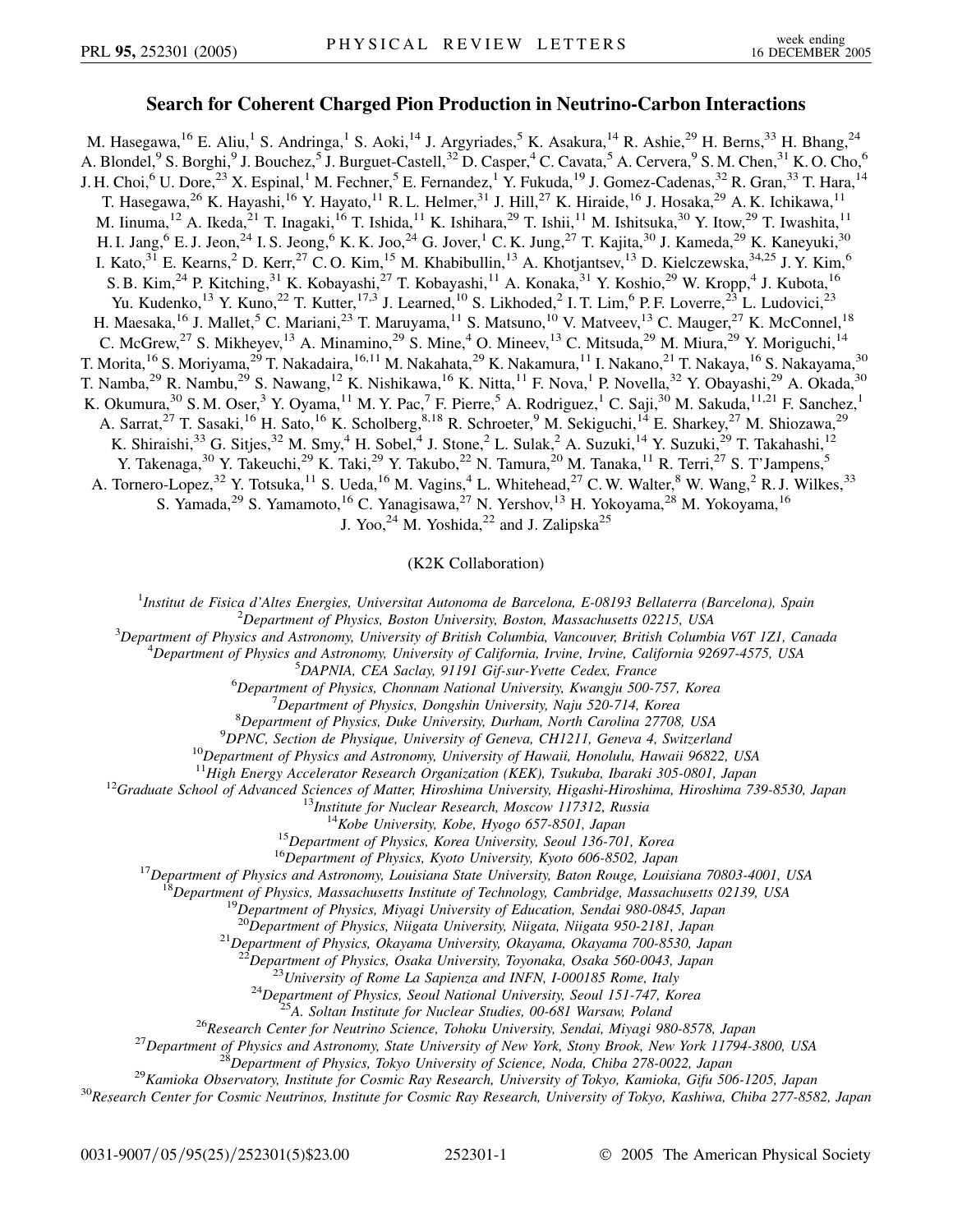# Search for Coherent Charged Pion Production in Neutrino-Carbon Interactions

M. Hasegawa,[16] E. Aliu,[1] S. Andringa,[1] S. Aoki,[14] J. Argyriades,[5] K. Asakura,[14] R. Ashie,[29] H. Berns,[33] H. Bhang,[24] A. Blondel,[9] S. Borghi,[9] J. Bouchez,[5] J. Burguet-Castell,[32] D. Casper,[4] C. Cavata,[5] A. Cervera,[9] S. M. Chen,[31] K. O. Cho,[6] J. H. Choi,[6] U. Dore,[23] X. Espinal,[1] M. Fechner,[5] E. Fernandez,[1] Y. Fukuda,[19] J. Gomez-Cadenas,[32] R. Gran,[33] T. Hara,[14] T. Hasegawa,[26] K. Hayashi,[16] Y. Hayato,[11] R. L. Helmer,[31] J. Hill,[27] K. Hiraide,[16] J. Hosaka,[29] A. K. Ichikawa,[11] M. Iinuma,[12] A. Ikeda,[21] T. Inagaki,[16] T. Ishida,[11] K. Ishihara,[29] T. Ishii,[11] M. Ishitsuka,[30] Y. Itow,[29] T. Iwashita,[11] H. I. Jang,[6] E. J. Jeon,[24] I. S. Jeong,[6] K. K. Joo,[24] G. Jover,[1] C. K. Jung,[27] T. Kajita,[30] J. Kameda,[29] K. Kaneyuki,[30] I. Kato,[31] E. Kearns,[2] D. Kerr,[27] C. O. Kim,[15] M. Khabibullin,[13] A. Khotjantsev,[13] D. Kielczewska,[34,25] J. Y. Kim,[6] S. B. Kim,[24] P. Kitching,[31] K. Kobayashi,[27] T. Kobayashi,[11] A. Konaka,[31] Y. Koshio,[29] W. Kropp,[4] J. Kubota,[16] Yu. Kudenko,[13] Y. Kuno,[22] T. Kutter,[17,3] J. Learned,[10] S. Likhoded,[2] I. T. Lim,[6] P. F. Loverre,[23] L. Ludovici,[23] H. Maesaka,[16] J. Mallet,[5] C. Mariani,[23] T. Maruyama,[11] S. Matsuno,[10] V. Matveev,[13] C. Mauger,[27] K. McConnel,[18] C. McGrew,[27] S. Mikheyev,[13] A. Minamino,[29] S. Mine,[4] O. Mineev,[13] C. Mitsuda,[29] M. Miura,[29] Y. Moriguchi,[14] T. Morita,[16] S. Moriyama,[29] T. Nakadaira,[16,11] M. Nakahata,[29] K. Nakamura,[11] I. Nakano,[21] T. Nakaya,[16] S. Nakayama,[30] T. Namba,[29] R. Nambu,[29] S. Nawang,[12] K. Nishikawa,[16] K. Nitta,[11] F. Nova,[1] P. Novella,[32] Y. Obayashi,[29] A. Okada,[30] K. Okumura,[30] S. M. Oser,[3] Y. Oyama,[11] M. Y. Pac,[7] F. Pierre,[5] A. Rodriguez,[1] C. Saji,[30] M. Sakuda,[11,21] F. Sanchez,[1] A. Sarrat,[27] T. Sasaki,[16] H. Sato,[16] K. Scholberg,[8,18] R. Schroeter,[9] M. Sekiguchi,[14] E. Sharkey,[27] M. Shiozawa,[29] K. Shiraishi,[33] G. Sitjes,[32] M. Smy,[4] H. Sobel,[4] J. Stone,[2] L. Sulak,[2] A. Suzuki,[14] Y. Suzuki,[29] T. Takahashi,[12] Y. Takenaga,[30] Y. Takeuchi,[29] K. Taki,[29] Y. Takubo,[22] N. Tamura,[20] M. Tanaka,[11] R. Terri,[27] S. T'Jampens,[5] A. Tornero-Lopez,[32] Y. Totsuka,[11] S. Ueda,[16] M. Vagins,[4] L. Whitehead,[27] C. W. Walter,[8] W. Wang,[2] R. J. Wilkes,[33] S. Yamada,[29] S. Yamamoto,[16] C. Yanagisawa,[27] N. Yershov,[13] H. Yokoyama,[28] M. Yokoyama,[16] J. Yoo,[24] M. Yoshida,[22] and J. Zalipska[25]

(K2K Collaboration)

[1] *Institut de Fisica d'Altes Energies, Universitat Autonoma de Barcelona, E-08193 Bellaterra (Barcelona), Spain*
[2] *Department of Physics, Boston University, Boston, Massachusetts 02215, USA*
[3] *Department of Physics and Astronomy, University of British Columbia, Vancouver, British Columbia V6T 1Z1, Canada*
[4] *Department of Physics and Astronomy, University of California, Irvine, Irvine, California 92697-4575, USA*
[5] *DAPNIA, CEA Saclay, 91191 Gif-sur-Yvette Cedex, France*
[6] *Department of Physics, Chonnam National University, Kwangju 500-757, Korea*
[7] *Department of Physics, Dongshin University, Naju 520-714, Korea*
[8] *Department of Physics, Duke University, Durham, North Carolina 27708, USA*
[9] *DPNC, Section de Physique, University of Geneva, CH1211, Geneva 4, Switzerland*
[10] *Department of Physics and Astronomy, University of Hawaii, Honolulu, Hawaii 96822, USA*
[11] *High Energy Accelerator Research Organization (KEK), Tsukuba, Ibaraki 305-0801, Japan*
[12] *Graduate School of Advanced Sciences of Matter, Hiroshima University, Higashi-Hiroshima, Hiroshima 739-8530, Japan*
[13] *Institute for Nuclear Research, Moscow 117312, Russia*
[14] *Kobe University, Kobe, Hyogo 657-8501, Japan*
[15] *Department of Physics, Korea University, Seoul 136-701, Korea*
[16] *Department of Physics, Kyoto University, Kyoto 606-8502, Japan*
[17] *Department of Physics and Astronomy, Louisiana State University, Baton Rouge, Louisiana 70803-4001, USA*
[18] *Department of Physics, Massachusetts Institute of Technology, Cambridge, Massachusetts 02139, USA*
[19] *Department of Physics, Miyagi University of Education, Sendai 980-0845, Japan*
[20] *Department of Physics, Niigata University, Niigata, Niigata 950-2181, Japan*
[21] *Department of Physics, Okayama University, Okayama, Okayama 700-8530, Japan*
[22] *Department of Physics, Osaka University, Toyonaka, Osaka 560-0043, Japan*
[23] *University of Rome La Sapienza and INFN, I-000185 Rome, Italy*
[24] *Department of Physics, Seoul National University, Seoul 151-747, Korea*
[25] *A. Soltan Institute for Nuclear Studies, 00-681 Warsaw, Poland*
[26] *Research Center for Neutrino Science, Tohoku University, Sendai, Miyagi 980-8578, Japan*
[27] *Department of Physics and Astronomy, State University of New York, Stony Brook, New York 11794-3800, USA*
[28] *Department of Physics, Tokyo University of Science, Noda, Chiba 278-0022, Japan*
[29] *Kamioka Observatory, Institute for Cosmic Ray Research, University of Tokyo, Kamioka, Gifu 506-1205, Japan*
[30] *Research Center for Cosmic Neutrinos, Institute for Cosmic Ray Research, University of Tokyo, Kashiwa, Chiba 277-8582, Japan*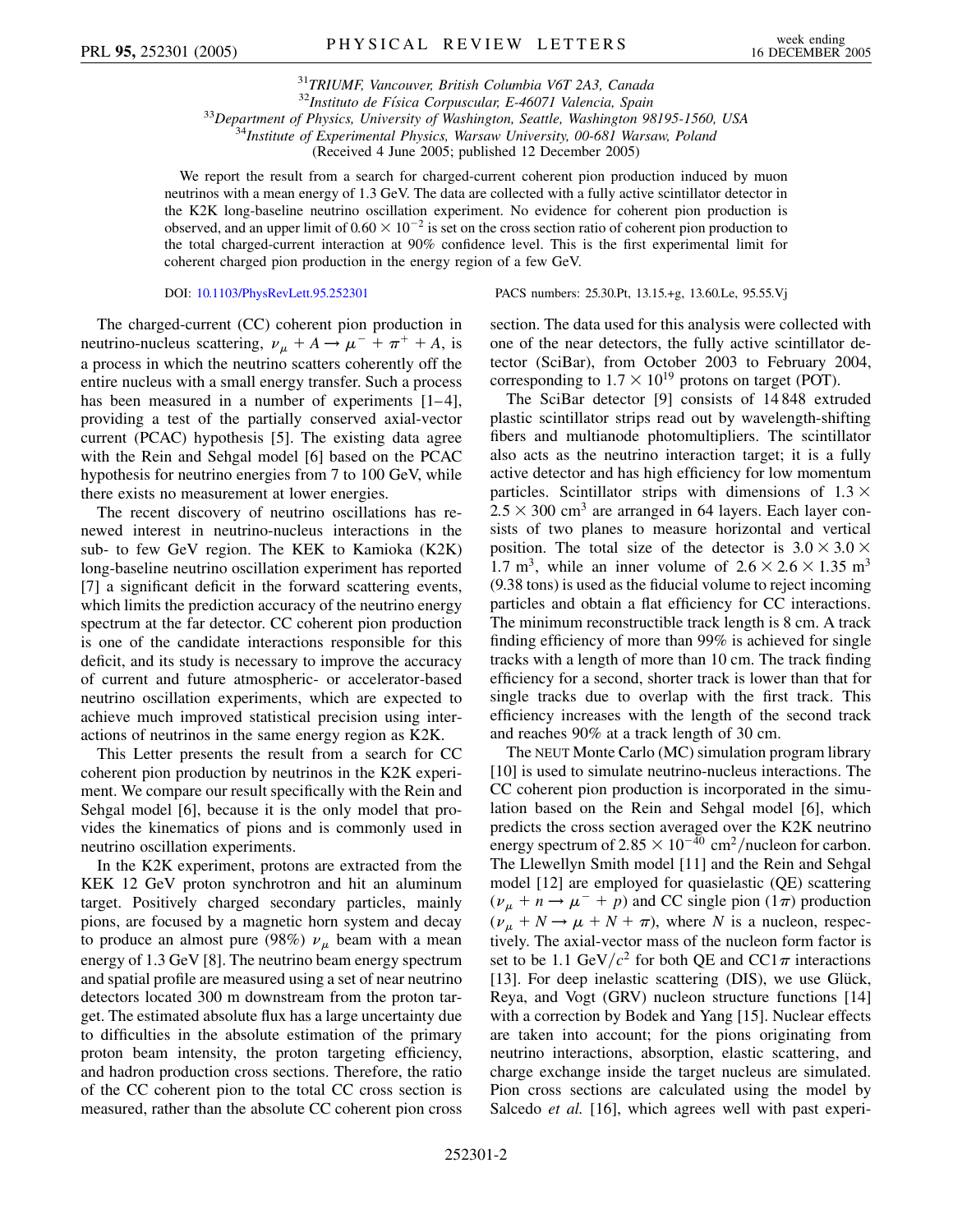[31]*TRIUMF, Vancouver, British Columbia V6T 2A3, Canada*
[32]*Instituto de Física Corpuscular, E-46071 Valencia, Spain*
[33]*Department of Physics, University of Washington, Seattle, Washington 98195-1560, USA*
[34]*Institute of Experimental Physics, Warsaw University, 00-681 Warsaw, Poland*
(Received 4 June 2005; published 12 December 2005)

We report the result from a search for charged-current coherent pion production induced by muon neutrinos with a mean energy of 1.3 GeV. The data are collected with a fully active scintillator detector in the K2K long-baseline neutrino oscillation experiment. No evidence for coherent pion production is observed, and an upper limit of $0.60 \times 10^{-2}$ is set on the cross section ratio of coherent pion production to the total charged-current interaction at 90% confidence level. This is the first experimental limit for coherent charged pion production in the energy region of a few GeV.

DOI: 10.1103/PhysRevLett.95.252301 PACS numbers: 25.30.Pt, 13.15.+g, 13.60.Le, 95.55.Vj

The charged-current (CC) coherent pion production in neutrino-nucleus scattering, $\nu_\mu + A \rightarrow \mu^- + \pi^+ + A$, is a process in which the neutrino scatters coherently off the entire nucleus with a small energy transfer. Such a process has been measured in a number of experiments [1–4], providing a test of the partially conserved axial-vector current (PCAC) hypothesis [5]. The existing data agree with the Rein and Sehgal model [6] based on the PCAC hypothesis for neutrino energies from 7 to 100 GeV, while there exists no measurement at lower energies.

The recent discovery of neutrino oscillations has renewed interest in neutrino-nucleus interactions in the sub- to few GeV region. The KEK to Kamioka (K2K) long-baseline neutrino oscillation experiment has reported [7] a significant deficit in the forward scattering events, which limits the prediction accuracy of the neutrino energy spectrum at the far detector. CC coherent pion production is one of the candidate interactions responsible for this deficit, and its study is necessary to improve the accuracy of current and future atmospheric- or accelerator-based neutrino oscillation experiments, which are expected to achieve much improved statistical precision using interactions of neutrinos in the same energy region as K2K.

This Letter presents the result from a search for CC coherent pion production by neutrinos in the K2K experiment. We compare our result specifically with the Rein and Sehgal model [6], because it is the only model that provides the kinematics of pions and is commonly used in neutrino oscillation experiments.

In the K2K experiment, protons are extracted from the KEK 12 GeV proton synchrotron and hit an aluminum target. Positively charged secondary particles, mainly pions, are focused by a magnetic horn system and decay to produce an almost pure (98%) $\nu_\mu$ beam with a mean energy of 1.3 GeV [8]. The neutrino beam energy spectrum and spatial profile are measured using a set of near neutrino detectors located 300 m downstream from the proton target. The estimated absolute flux has a large uncertainty due to difficulties in the absolute estimation of the primary proton beam intensity, the proton targeting efficiency, and hadron production cross sections. Therefore, the ratio of the CC coherent pion to the total CC cross section is measured, rather than the absolute CC coherent pion cross section. The data used for this analysis were collected with one of the near detectors, the fully active scintillator detector (SciBar), from October 2003 to February 2004, corresponding to $1.7 \times 10^{19}$ protons on target (POT).

The SciBar detector [9] consists of 14 848 extruded plastic scintillator strips read out by wavelength-shifting fibers and multianode photomultipliers. The scintillator also acts as the neutrino interaction target; it is a fully active detector and has high efficiency for low momentum particles. Scintillator strips with dimensions of $1.3 \times 2.5 \times 300$ cm$^3$ are arranged in 64 layers. Each layer consists of two planes to measure horizontal and vertical position. The total size of the detector is $3.0 \times 3.0 \times 1.7$ m$^3$, while an inner volume of $2.6 \times 2.6 \times 1.35$ m$^3$ (9.38 tons) is used as the fiducial volume to reject incoming particles and obtain a flat efficiency for CC interactions. The minimum reconstructible track length is 8 cm. A track finding efficiency of more than 99% is achieved for single tracks with a length of more than 10 cm. The track finding efficiency for a second, shorter track is lower than that for single tracks due to overlap with the first track. This efficiency increases with the length of the second track and reaches 90% at a track length of 30 cm.

The NEUT Monte Carlo (MC) simulation program library [10] is used to simulate neutrino-nucleus interactions. The CC coherent pion production is incorporated in the simulation based on the Rein and Sehgal model [6], which predicts the cross section averaged over the K2K neutrino energy spectrum of $2.85 \times 10^{-40}$ cm$^2$/nucleon for carbon. The Llewellyn Smith model [11] and the Rein and Sehgal model [12] are employed for quasielastic (QE) scattering ($\nu_\mu + n \rightarrow \mu^- + p$) and CC single pion ($1\pi$) production ($\nu_\mu + N \rightarrow \mu + N + \pi$), where $N$ is a nucleon, respectively. The axial-vector mass of the nucleon form factor is set to be 1.1 GeV/$c^2$ for both QE and CC$1\pi$ interactions [13]. For deep inelastic scattering (DIS), we use Glück, Reya, and Vogt (GRV) nucleon structure functions [14] with a correction by Bodek and Yang [15]. Nuclear effects are taken into account; for the pions originating from neutrino interactions, absorption, elastic scattering, and charge exchange inside the target nucleus are simulated. Pion cross sections are calculated using the model by Salcedo *et al.* [16], which agrees well with past experi-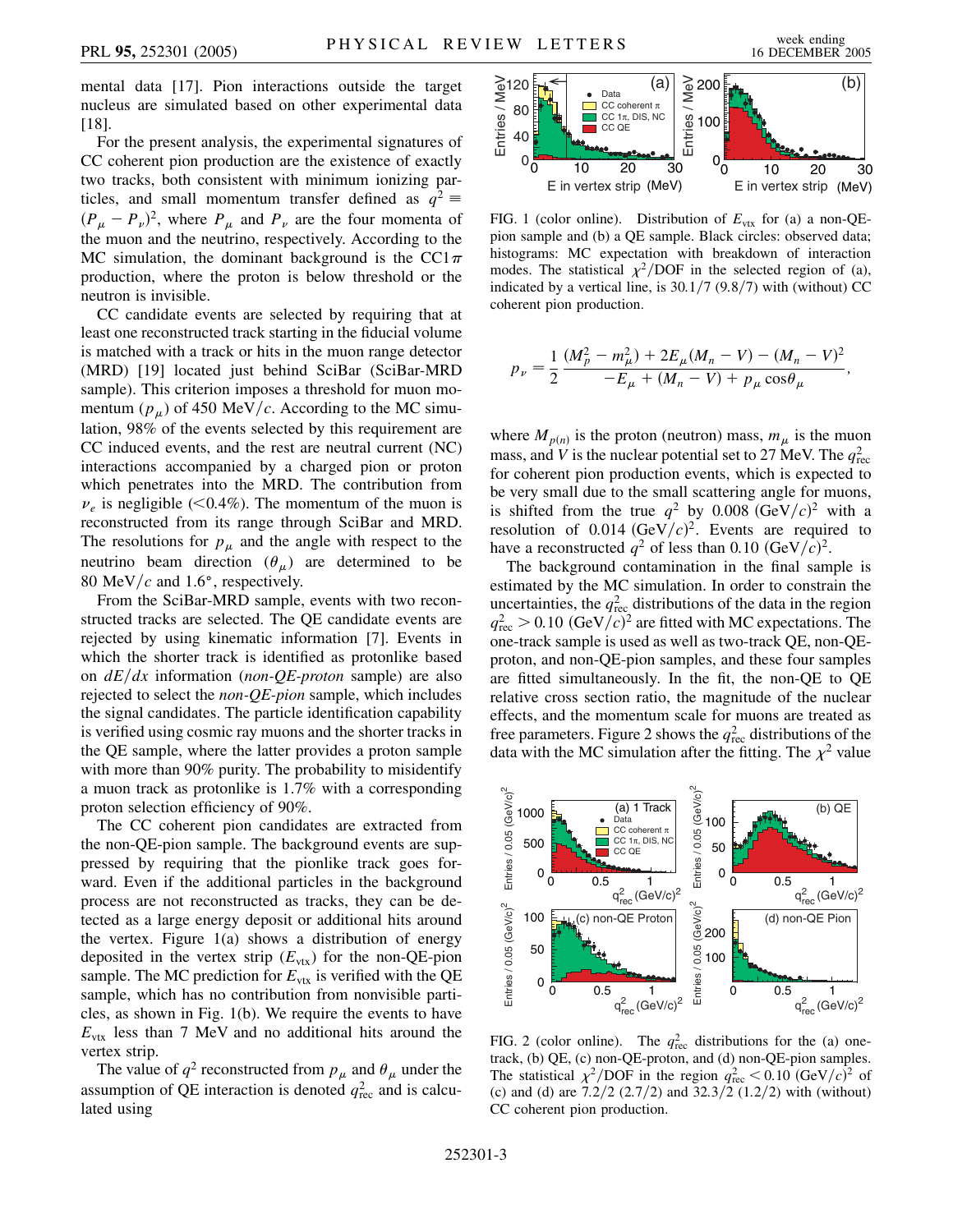mental data [17]. Pion interactions outside the target nucleus are simulated based on other experimental data [18].

For the present analysis, the experimental signatures of CC coherent pion production are the existence of exactly two tracks, both consistent with minimum ionizing particles, and small momentum transfer defined as $q^2 \equiv (P_\mu - P_\nu)^2$, where $P_\mu$ and $P_\nu$ are the four momenta of the muon and the neutrino, respectively. According to the MC simulation, the dominant background is the CC$1\pi$ production, where the proton is below threshold or the neutron is invisible.

CC candidate events are selected by requiring that at least one reconstructed track starting in the fiducial volume is matched with a track or hits in the muon range detector (MRD) [19] located just behind SciBar (SciBar-MRD sample). This criterion imposes a threshold for muon momentum ($p_\mu$) of 450 MeV/$c$. According to the MC simulation, 98% of the events selected by this requirement are CC induced events, and the rest are neutral current (NC) interactions accompanied by a charged pion or proton which penetrates into the MRD. The contribution from $\nu_e$ is negligible ($<0.4\%$). The momentum of the muon is reconstructed from its range through SciBar and MRD. The resolutions for $p_\mu$ and the angle with respect to the neutrino beam direction ($\theta_\mu$) are determined to be 80 MeV/$c$ and 1.6°, respectively.

From the SciBar-MRD sample, events with two reconstructed tracks are selected. The QE candidate events are rejected by using kinematic information [7]. Events in which the shorter track is identified as protonlike based on $dE/dx$ information (*non-QE-proton* sample) are also rejected to select the *non-QE-pion* sample, which includes the signal candidates. The particle identification capability is verified using cosmic ray muons and the shorter tracks in the QE sample, where the latter provides a proton sample with more than 90% purity. The probability to misidentify a muon track as protonlike is 1.7% with a corresponding proton selection efficiency of 90%.

The CC coherent pion candidates are extracted from the non-QE-pion sample. The background events are suppressed by requiring that the pionlike track goes forward. Even if the additional particles in the background process are not reconstructed as tracks, they can be detected as a large energy deposit or additional hits around the vertex. Figure 1(a) shows a distribution of energy deposited in the vertex strip ($E_{\rm vtx}$) for the non-QE-pion sample. The MC prediction for $E_{\rm vtx}$ is verified with the QE sample, which has no contribution from nonvisible particles, as shown in Fig. 1(b). We require the events to have $E_{\rm vtx}$ less than 7 MeV and no additional hits around the vertex strip.

The value of $q^2$ reconstructed from $p_\mu$ and $\theta_\mu$ under the assumption of QE interaction is denoted $q^2_{\rm rec}$ and is calculated using

FIG. 1 (color online). Distribution of $E_{\rm vtx}$ for (a) a non-QE-pion sample and (b) a QE sample. Black circles: observed data; histograms: MC expectation with breakdown of interaction modes. The statistical $\chi^2$/DOF in the selected region of (a), indicated by a vertical line, is 30.1/7 (9.8/7) with (without) CC coherent pion production.

$$p_\nu = \frac{1}{2} \frac{(M_p^2 - m_\mu^2) + 2E_\mu(M_n - V) - (M_n - V)^2}{-E_\mu + (M_n - V) + p_\mu \cos\theta_\mu},$$

where $M_{p(n)}$ is the proton (neutron) mass, $m_\mu$ is the muon mass, and $V$ is the nuclear potential set to 27 MeV. The $q^2_{\rm rec}$ for coherent pion production events, which is expected to be very small due to the small scattering angle for muons, is shifted from the true $q^2$ by 0.008 $({\rm GeV}/c)^2$ with a resolution of 0.014 $({\rm GeV}/c)^2$. Events are required to have a reconstructed $q^2$ of less than 0.10 $({\rm GeV}/c)^2$.

The background contamination in the final sample is estimated by the MC simulation. In order to constrain the uncertainties, the $q^2_{\rm rec}$ distributions of the data in the region $q^2_{\rm rec} > 0.10$ $({\rm GeV}/c)^2$ are fitted with MC expectations. The one-track sample is used as well as two-track QE, non-QE-proton, and non-QE-pion samples, and these four samples are fitted simultaneously. In the fit, the non-QE to QE relative cross section ratio, the magnitude of the nuclear effects, and the momentum scale for muons are treated as free parameters. Figure 2 shows the $q^2_{\rm rec}$ distributions of the data with the MC simulation after the fitting. The $\chi^2$ value

FIG. 2 (color online). The $q^2_{\rm rec}$ distributions for the (a) one-track, (b) QE, (c) non-QE-proton, and (d) non-QE-pion samples. The statistical $\chi^2$/DOF in the region $q^2_{\rm rec} < 0.10$ $({\rm GeV}/c)^2$ of (c) and (d) are 7.2/2 (2.7/2) and 32.3/2 (1.2/2) with (without) CC coherent pion production.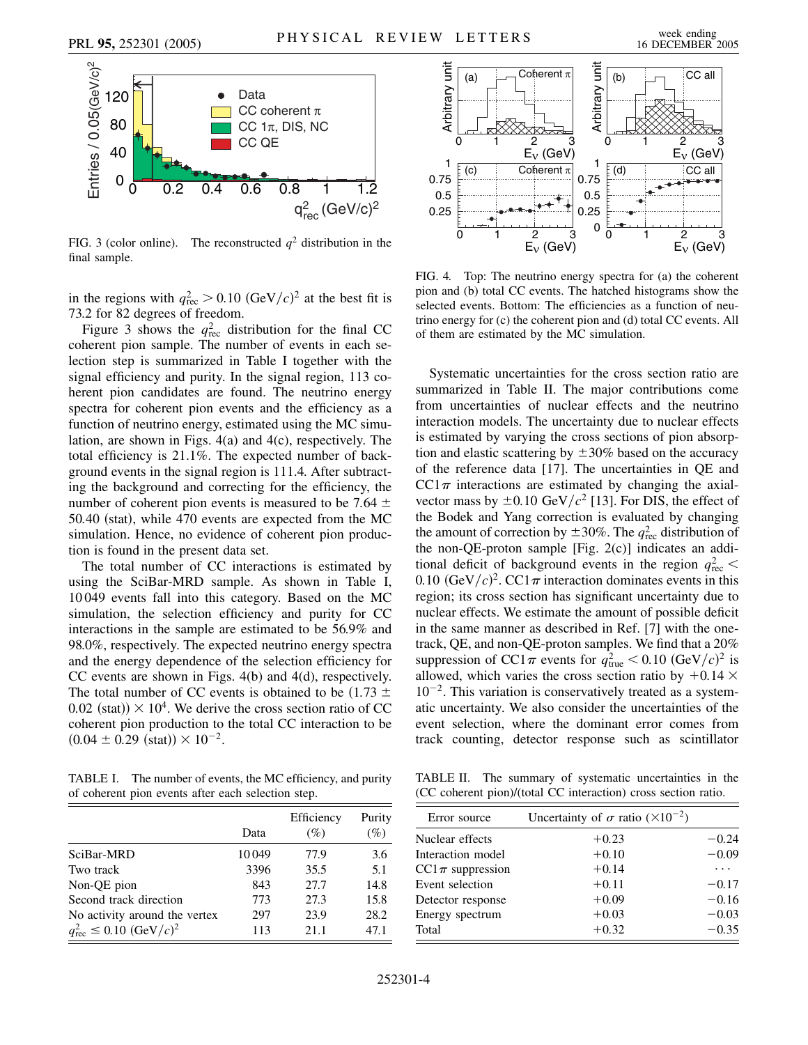FIG. 3 (color online). The reconstructed $q^2$ distribution in the final sample.

in the regions with $q^2_{\rm rec} > 0.10\ ({\rm GeV}/c)^2$ at the best fit is 73.2 for 82 degrees of freedom.

Figure 3 shows the $q^2_{\rm rec}$ distribution for the final CC coherent pion sample. The number of events in each selection step is summarized in Table I together with the signal efficiency and purity. In the signal region, 113 coherent pion candidates are found. The neutrino energy spectra for coherent pion events and the efficiency as a function of neutrino energy, estimated using the MC simulation, are shown in Figs. 4(a) and 4(c), respectively. The total efficiency is 21.1%. The expected number of background events in the signal region is 111.4. After subtracting the background and correcting for the efficiency, the number of coherent pion events is measured to be $7.64 \pm 50.40$ (stat), while 470 events are expected from the MC simulation. Hence, no evidence of coherent pion production is found in the present data set.

The total number of CC interactions is estimated by using the SciBar-MRD sample. As shown in Table I, 10 049 events fall into this category. Based on the MC simulation, the selection efficiency and purity for CC interactions in the sample are estimated to be 56.9% and 98.0%, respectively. The expected neutrino energy spectra and the energy dependence of the selection efficiency for CC events are shown in Figs. 4(b) and 4(d), respectively. The total number of CC events is obtained to be $(1.73 \pm 0.02\ ({\rm stat})) \times 10^4$. We derive the cross section ratio of CC coherent pion production to the total CC interaction to be $(0.04 \pm 0.29\ ({\rm stat})) \times 10^{-2}$.

TABLE I. The number of events, the MC efficiency, and purity of coherent pion events after each selection step.

| | Data | Efficiency (%) | Purity (%) |
|---|---|---|---|
| SciBar-MRD | 10 049 | 77.9 | 3.6 |
| Two track | 3396 | 35.5 | 5.1 |
| Non-QE pion | 843 | 27.7 | 14.8 |
| Second track direction | 773 | 27.3 | 15.8 |
| No activity around the vertex | 297 | 23.9 | 28.2 |
| $q^2_{\rm rec} \leq 0.10\ ({\rm GeV}/c)^2$ | 113 | 21.1 | 47.1 |

FIG. 4. Top: The neutrino energy spectra for (a) the coherent pion and (b) total CC events. The hatched histograms show the selected events. Bottom: The efficiencies as a function of neutrino energy for (c) the coherent pion and (d) total CC events. All of them are estimated by the MC simulation.

Systematic uncertainties for the cross section ratio are summarized in Table II. The major contributions come from uncertainties of nuclear effects and the neutrino interaction models. The uncertainty due to nuclear effects is estimated by varying the cross sections of pion absorption and elastic scattering by $\pm 30\%$ based on the accuracy of the reference data [17]. The uncertainties in QE and CC$1\pi$ interactions are estimated by changing the axial-vector mass by $\pm 0.10\ {\rm GeV}/c^2$ [13]. For DIS, the effect of the Bodek and Yang correction is evaluated by changing the amount of correction by $\pm 30\%$. The $q^2_{\rm rec}$ distribution of the non-QE-proton sample [Fig. 2(c)] indicates an additional deficit of background events in the region $q^2_{\rm rec} < 0.10\ ({\rm GeV}/c)^2$. CC$1\pi$ interaction dominates events in this region; its cross section has significant uncertainty due to nuclear effects. We estimate the amount of possible deficit in the same manner as described in Ref. [7] with the one-track, QE, and non-QE-proton samples. We find that a 20% suppression of CC$1\pi$ events for $q^2_{\rm true} < 0.10\ ({\rm GeV}/c)^2$ is allowed, which varies the cross section ratio by $+0.14 \times 10^{-2}$. This variation is conservatively treated as a systematic uncertainty. We also consider the uncertainties of the event selection, where the dominant error comes from track counting, detector response such as scintillator

TABLE II. The summary of systematic uncertainties in the (CC coherent pion)/(total CC interaction) cross section ratio.

| Error source | Uncertainty of $\sigma$ ratio ($\times 10^{-2}$) | |
|---|---|---|
| Nuclear effects | +0.23 | −0.24 |
| Interaction model | +0.10 | −0.09 |
| CC$1\pi$ suppression | +0.14 | ... |
| Event selection | +0.11 | −0.17 |
| Detector response | +0.09 | −0.16 |
| Energy spectrum | +0.03 | −0.03 |
| Total | +0.32 | −0.35 |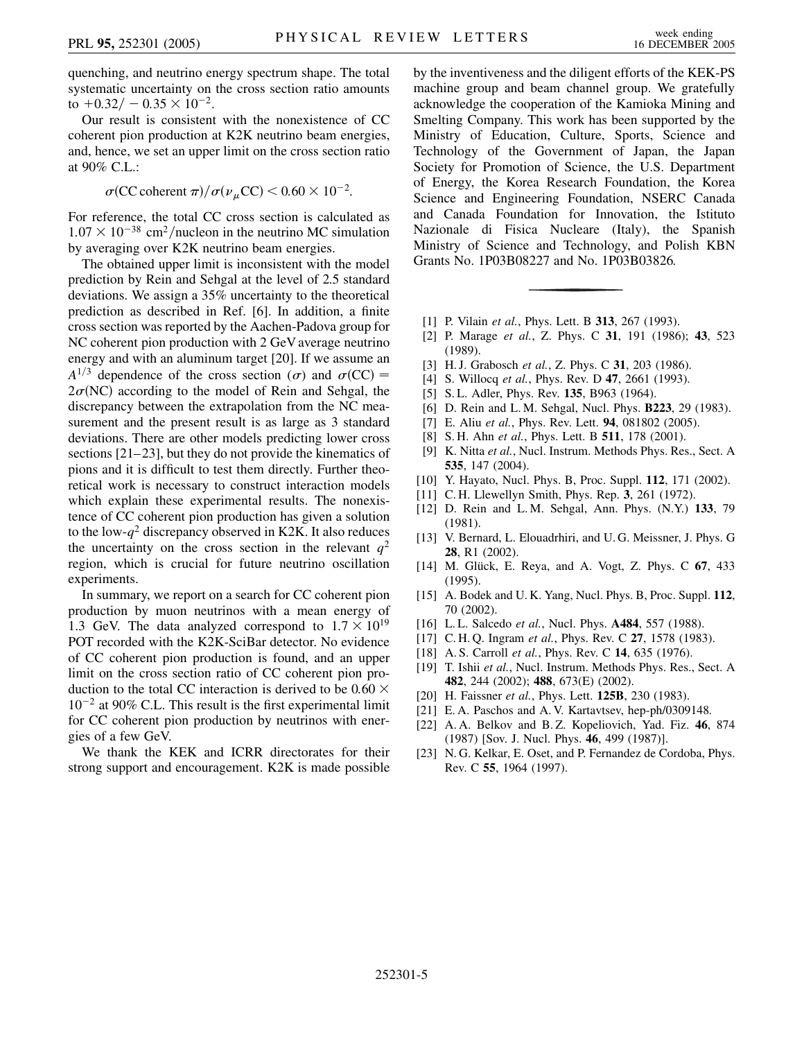quenching, and neutrino energy spectrum shape. The total systematic uncertainty on the cross section ratio amounts to $+0.32/-0.35 \times 10^{-2}$.

Our result is consistent with the nonexistence of CC coherent pion production at K2K neutrino beam energies, and, hence, we set an upper limit on the cross section ratio at 90% C.L.:

$$\sigma(\text{CC coherent } \pi)/\sigma(\nu_\mu \text{CC}) < 0.60 \times 10^{-2}.$$

For reference, the total CC cross section is calculated as $1.07 \times 10^{-38}$ cm$^2$/nucleon in the neutrino MC simulation by averaging over K2K neutrino beam energies.

The obtained upper limit is inconsistent with the model prediction by Rein and Sehgal at the level of 2.5 standard deviations. We assign a 35% uncertainty to the theoretical prediction as described in Ref. [6]. In addition, a finite cross section was reported by the Aachen-Padova group for NC coherent pion production with 2 GeV average neutrino energy and with an aluminum target [20]. If we assume an $A^{1/3}$ dependence of the cross section ($\sigma$) and $\sigma(\text{CC}) = 2\sigma(\text{NC})$ according to the model of Rein and Sehgal, the discrepancy between the extrapolation from the NC measurement and the present result is as large as 3 standard deviations. There are other models predicting lower cross sections [21–23], but they do not provide the kinematics of pions and it is difficult to test them directly. Further theoretical work is necessary to construct interaction models which explain these experimental results. The nonexistence of CC coherent pion production has given a solution to the low-$q^2$ discrepancy observed in K2K. It also reduces the uncertainty on the cross section in the relevant $q^2$ region, which is crucial for future neutrino oscillation experiments.

In summary, we report on a search for CC coherent pion production by muon neutrinos with a mean energy of 1.3 GeV. The data analyzed correspond to $1.7 \times 10^{19}$ POT recorded with the K2K-SciBar detector. No evidence of CC coherent pion production is found, and an upper limit on the cross section ratio of CC coherent pion production to the total CC interaction is derived to be $0.60 \times 10^{-2}$ at 90% C.L. This result is the first experimental limit for CC coherent pion production by neutrinos with energies of a few GeV.

We thank the KEK and ICRR directorates for their strong support and encouragement. K2K is made possible by the inventiveness and the diligent efforts of the KEK-PS machine group and beam channel group. We gratefully acknowledge the cooperation of the Kamioka Mining and Smelting Company. This work has been supported by the Ministry of Education, Culture, Sports, Science and Technology of the Government of Japan, the Japan Society for Promotion of Science, the U.S. Department of Energy, the Korea Research Foundation, the Korea Science and Engineering Foundation, NSERC Canada and Canada Foundation for Innovation, the Istituto Nazionale di Fisica Nucleare (Italy), the Spanish Ministry of Science and Technology, and Polish KBN Grants No. 1P03B08227 and No. 1P03B03826.

---

[1] P. Vilain *et al.*, Phys. Lett. B **313**, 267 (1993).
[2] P. Marage *et al.*, Z. Phys. C **31**, 191 (1986); **43**, 523 (1989).
[3] H. J. Grabosch *et al.*, Z. Phys. C **31**, 203 (1986).
[4] S. Willocq *et al.*, Phys. Rev. D **47**, 2661 (1993).
[5] S. L. Adler, Phys. Rev. **135**, B963 (1964).
[6] D. Rein and L. M. Sehgal, Nucl. Phys. **B223**, 29 (1983).
[7] E. Aliu *et al.*, Phys. Rev. Lett. **94**, 081802 (2005).
[8] S. H. Ahn *et al.*, Phys. Lett. B **511**, 178 (2001).
[9] K. Nitta *et al.*, Nucl. Instrum. Methods Phys. Res., Sect. A **535**, 147 (2004).
[10] Y. Hayato, Nucl. Phys. B, Proc. Suppl. **112**, 171 (2002).
[11] C. H. Llewellyn Smith, Phys. Rep. **3**, 261 (1972).
[12] D. Rein and L. M. Sehgal, Ann. Phys. (N.Y.) **133**, 79 (1981).
[13] V. Bernard, L. Elouadrhiri, and U. G. Meissner, J. Phys. G **28**, R1 (2002).
[14] M. Glück, E. Reya, and A. Vogt, Z. Phys. C **67**, 433 (1995).
[15] A. Bodek and U. K. Yang, Nucl. Phys. B, Proc. Suppl. **112**, 70 (2002).
[16] L. L. Salcedo *et al.*, Nucl. Phys. **A484**, 557 (1988).
[17] C. H. Q. Ingram *et al.*, Phys. Rev. C **27**, 1578 (1983).
[18] A. S. Carroll *et al.*, Phys. Rev. C **14**, 635 (1976).
[19] T. Ishii *et al.*, Nucl. Instrum. Methods Phys. Res., Sect. A **482**, 244 (2002); **488**, 673(E) (2002).
[20] H. Faissner *et al.*, Phys. Lett. **125B**, 230 (1983).
[21] E. A. Paschos and A. V. Kartavtsev, hep-ph/0309148.
[22] A. A. Belkov and B. Z. Kopeliovich, Yad. Fiz. **46**, 874 (1987) [Sov. J. Nucl. Phys. **46**, 499 (1987)].
[23] N. G. Kelkar, E. Oset, and P. Fernandez de Cordoba, Phys. Rev. C **55**, 1964 (1997).